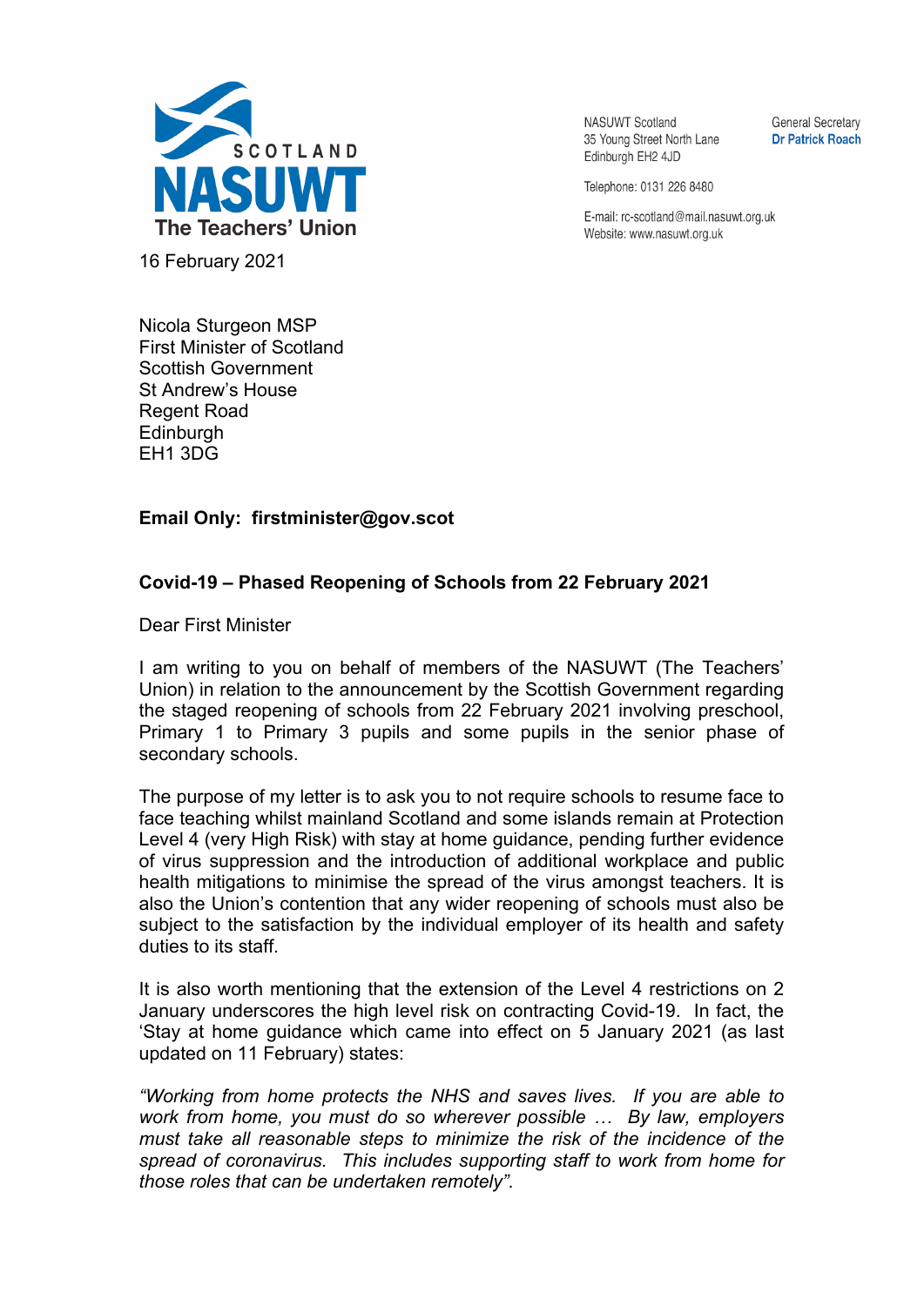SCOTLAND
**NASUWT**
The Teachers' Union

NASUWT Scotland
35 Young Street North Lane
Edinburgh EH2 4JD

Telephone: 0131 226 8480

E-mail: rc-scotland@mail.nasuwt.org.uk
Website: www.nasuwt.org.uk

General Secretary
**Dr Patrick Roach**

16 February 2021

Nicola Sturgeon MSP
First Minister of Scotland
Scottish Government
St Andrew's House
Regent Road
Edinburgh
EH1 3DG

**Email Only: firstminister@gov.scot**

**Covid-19 – Phased Reopening of Schools from 22 February 2021**

Dear First Minister

I am writing to you on behalf of members of the NASUWT (The Teachers' Union) in relation to the announcement by the Scottish Government regarding the staged reopening of schools from 22 February 2021 involving preschool, Primary 1 to Primary 3 pupils and some pupils in the senior phase of secondary schools.

The purpose of my letter is to ask you to not require schools to resume face to face teaching whilst mainland Scotland and some islands remain at Protection Level 4 (very High Risk) with stay at home guidance, pending further evidence of virus suppression and the introduction of additional workplace and public health mitigations to minimise the spread of the virus amongst teachers. It is also the Union's contention that any wider reopening of schools must also be subject to the satisfaction by the individual employer of its health and safety duties to its staff.

It is also worth mentioning that the extension of the Level 4 restrictions on 2 January underscores the high level risk on contracting Covid-19. In fact, the 'Stay at home guidance which came into effect on 5 January 2021 (as last updated on 11 February) states:

*"Working from home protects the NHS and saves lives. If you are able to work from home, you must do so wherever possible … By law, employers must take all reasonable steps to minimize the risk of the incidence of the spread of coronavirus. This includes supporting staff to work from home for those roles that can be undertaken remotely".*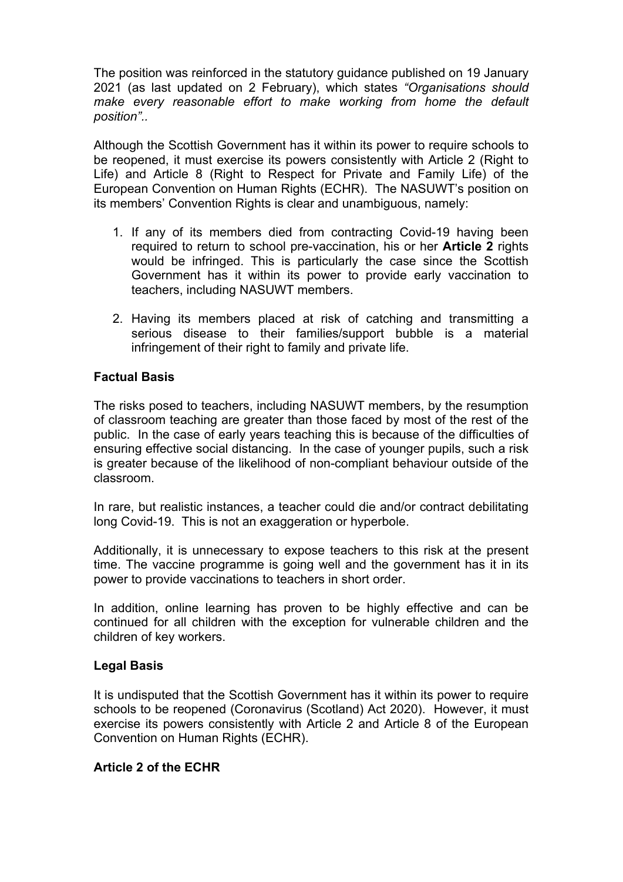The position was reinforced in the statutory guidance published on 19 January 2021 (as last updated on 2 February), which states *"Organisations should make every reasonable effort to make working from home the default position"*..

Although the Scottish Government has it within its power to require schools to be reopened, it must exercise its powers consistently with Article 2 (Right to Life) and Article 8 (Right to Respect for Private and Family Life) of the European Convention on Human Rights (ECHR). The NASUWT's position on its members' Convention Rights is clear and unambiguous, namely:

1. If any of its members died from contracting Covid-19 having been required to return to school pre-vaccination, his or her **Article 2** rights would be infringed. This is particularly the case since the Scottish Government has it within its power to provide early vaccination to teachers, including NASUWT members.

2. Having its members placed at risk of catching and transmitting a serious disease to their families/support bubble is a material infringement of their right to family and private life.

**Factual Basis**

The risks posed to teachers, including NASUWT members, by the resumption of classroom teaching are greater than those faced by most of the rest of the public. In the case of early years teaching this is because of the difficulties of ensuring effective social distancing. In the case of younger pupils, such a risk is greater because of the likelihood of non-compliant behaviour outside of the classroom.

In rare, but realistic instances, a teacher could die and/or contract debilitating long Covid-19. This is not an exaggeration or hyperbole.

Additionally, it is unnecessary to expose teachers to this risk at the present time. The vaccine programme is going well and the government has it in its power to provide vaccinations to teachers in short order.

In addition, online learning has proven to be highly effective and can be continued for all children with the exception for vulnerable children and the children of key workers.

**Legal Basis**

It is undisputed that the Scottish Government has it within its power to require schools to be reopened (Coronavirus (Scotland) Act 2020). However, it must exercise its powers consistently with Article 2 and Article 8 of the European Convention on Human Rights (ECHR).

**Article 2 of the ECHR**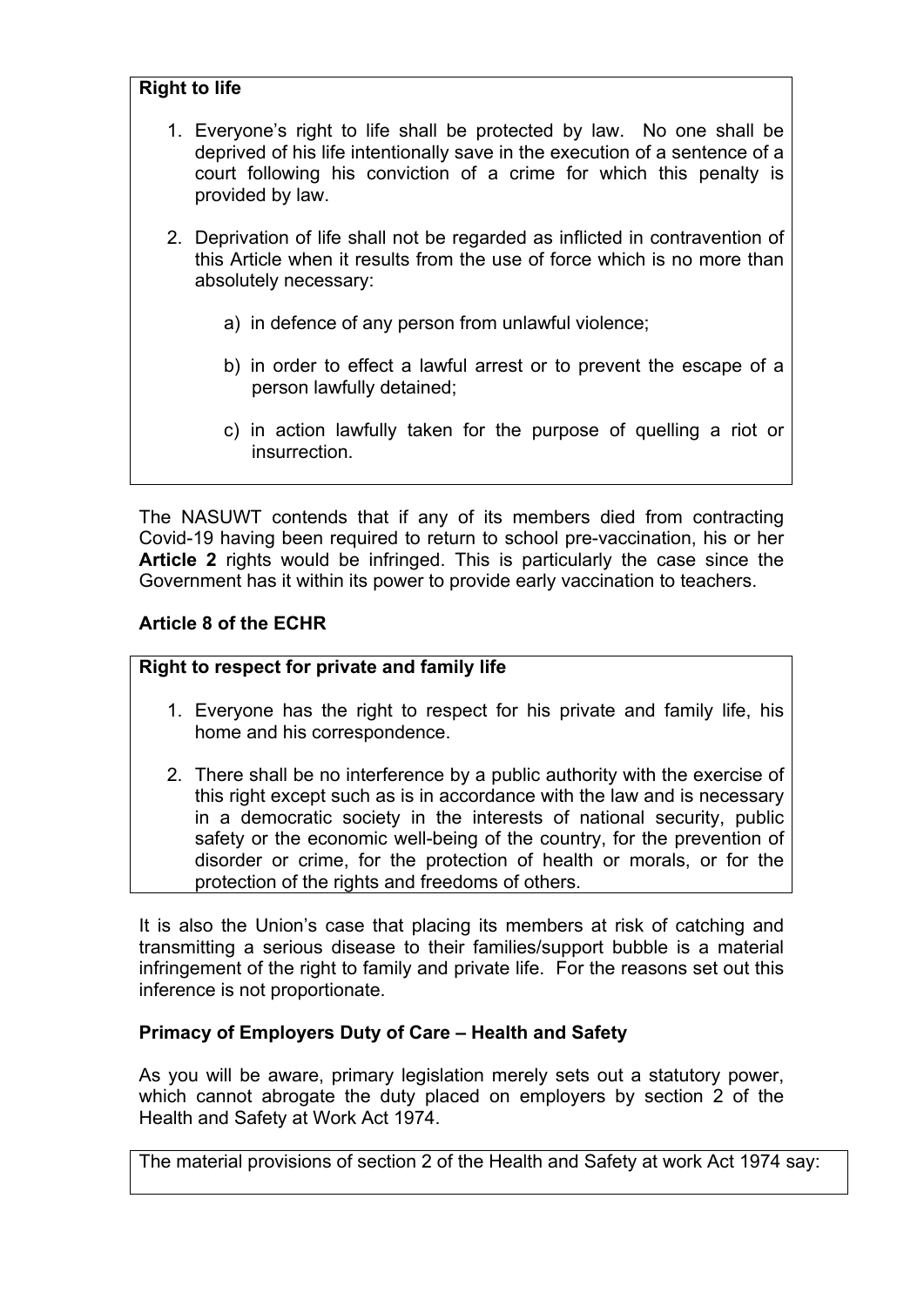**Right to life**

1. Everyone's right to life shall be protected by law. No one shall be deprived of his life intentionally save in the execution of a sentence of a court following his conviction of a crime for which this penalty is provided by law.

2. Deprivation of life shall not be regarded as inflicted in contravention of this Article when it results from the use of force which is no more than absolutely necessary:

   a) in defence of any person from unlawful violence;

   b) in order to effect a lawful arrest or to prevent the escape of a person lawfully detained;

   c) in action lawfully taken for the purpose of quelling a riot or insurrection.

The NASUWT contends that if any of its members died from contracting Covid-19 having been required to return to school pre-vaccination, his or her **Article 2** rights would be infringed. This is particularly the case since the Government has it within its power to provide early vaccination to teachers.

**Article 8 of the ECHR**

**Right to respect for private and family life**

1. Everyone has the right to respect for his private and family life, his home and his correspondence.

2. There shall be no interference by a public authority with the exercise of this right except such as is in accordance with the law and is necessary in a democratic society in the interests of national security, public safety or the economic well-being of the country, for the prevention of disorder or crime, for the protection of health or morals, or for the protection of the rights and freedoms of others.

It is also the Union's case that placing its members at risk of catching and transmitting a serious disease to their families/support bubble is a material infringement of the right to family and private life. For the reasons set out this inference is not proportionate.

**Primacy of Employers Duty of Care – Health and Safety**

As you will be aware, primary legislation merely sets out a statutory power, which cannot abrogate the duty placed on employers by section 2 of the Health and Safety at Work Act 1974.

The material provisions of section 2 of the Health and Safety at work Act 1974 say: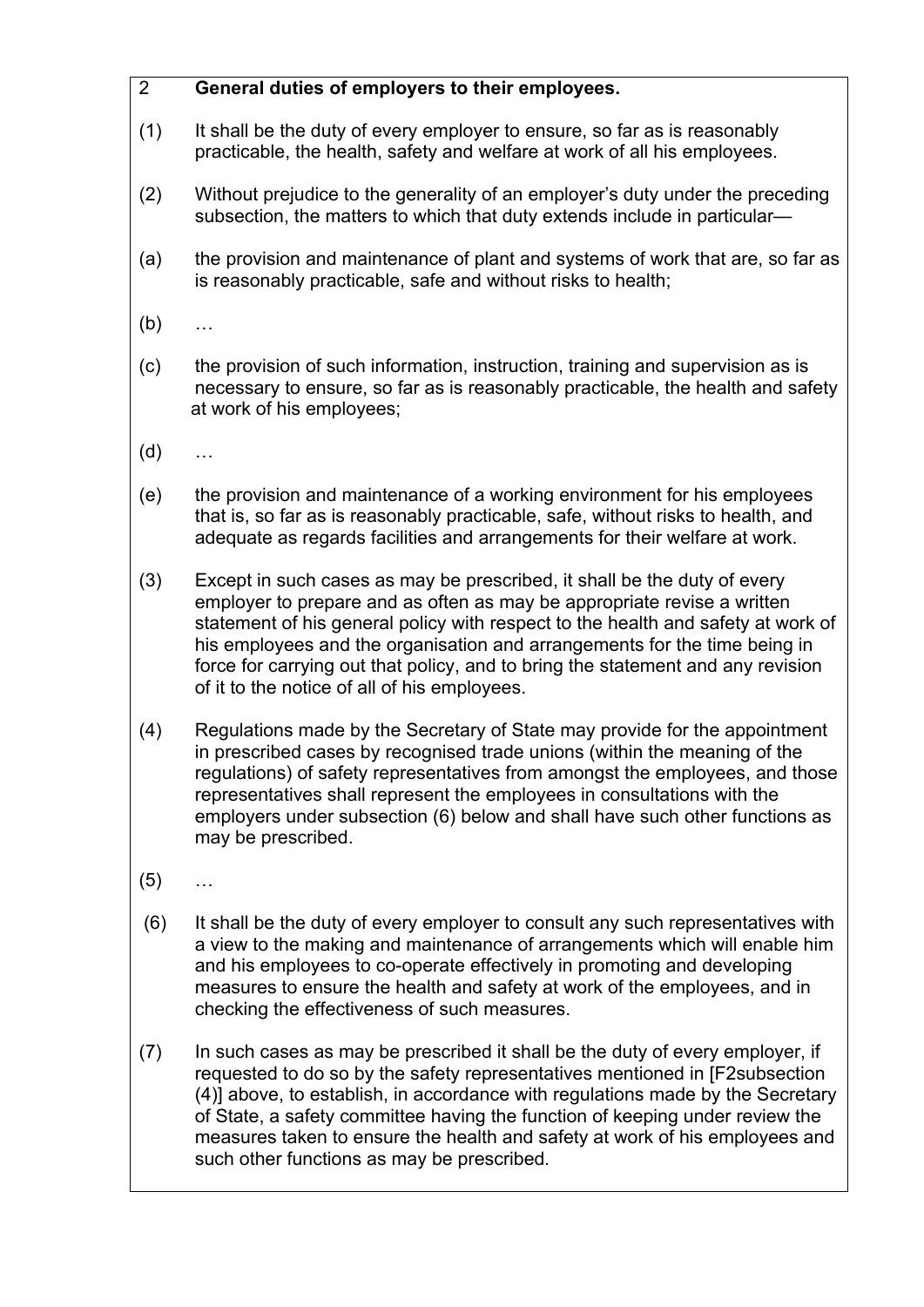## 2 General duties of employers to their employees.

(1) It shall be the duty of every employer to ensure, so far as is reasonably practicable, the health, safety and welfare at work of all his employees.

(2) Without prejudice to the generality of an employer's duty under the preceding subsection, the matters to which that duty extends include in particular—

(a) the provision and maintenance of plant and systems of work that are, so far as is reasonably practicable, safe and without risks to health;

(b) …

(c) the provision of such information, instruction, training and supervision as is necessary to ensure, so far as is reasonably practicable, the health and safety at work of his employees;

(d) …

(e) the provision and maintenance of a working environment for his employees that is, so far as is reasonably practicable, safe, without risks to health, and adequate as regards facilities and arrangements for their welfare at work.

(3) Except in such cases as may be prescribed, it shall be the duty of every employer to prepare and as often as may be appropriate revise a written statement of his general policy with respect to the health and safety at work of his employees and the organisation and arrangements for the time being in force for carrying out that policy, and to bring the statement and any revision of it to the notice of all of his employees.

(4) Regulations made by the Secretary of State may provide for the appointment in prescribed cases by recognised trade unions (within the meaning of the regulations) of safety representatives from amongst the employees, and those representatives shall represent the employees in consultations with the employers under subsection (6) below and shall have such other functions as may be prescribed.

(5) …

(6) It shall be the duty of every employer to consult any such representatives with a view to the making and maintenance of arrangements which will enable him and his employees to co-operate effectively in promoting and developing measures to ensure the health and safety at work of the employees, and in checking the effectiveness of such measures.

(7) In such cases as may be prescribed it shall be the duty of every employer, if requested to do so by the safety representatives mentioned in [F2subsection (4)] above, to establish, in accordance with regulations made by the Secretary of State, a safety committee having the function of keeping under review the measures taken to ensure the health and safety at work of his employees and such other functions as may be prescribed.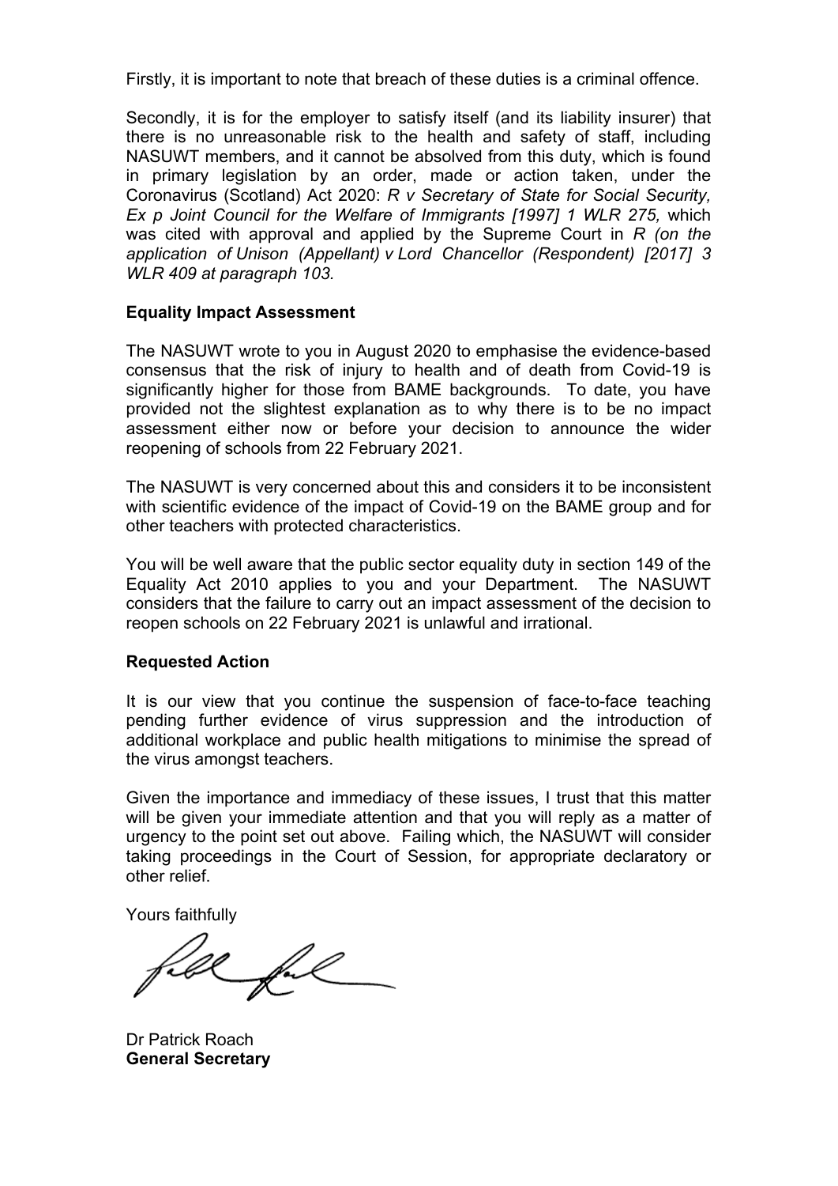Firstly, it is important to note that breach of these duties is a criminal offence.

Secondly, it is for the employer to satisfy itself (and its liability insurer) that there is no unreasonable risk to the health and safety of staff, including NASUWT members, and it cannot be absolved from this duty, which is found in primary legislation by an order, made or action taken, under the Coronavirus (Scotland) Act 2020: *R v Secretary of State for Social Security, Ex p Joint Council for the Welfare of Immigrants [1997] 1 WLR 275,* which was cited with approval and applied by the Supreme Court in *R (on the application of Unison (Appellant) v Lord Chancellor (Respondent) [2017] 3 WLR 409 at paragraph 103.*

**Equality Impact Assessment**

The NASUWT wrote to you in August 2020 to emphasise the evidence-based consensus that the risk of injury to health and of death from Covid-19 is significantly higher for those from BAME backgrounds. To date, you have provided not the slightest explanation as to why there is to be no impact assessment either now or before your decision to announce the wider reopening of schools from 22 February 2021.

The NASUWT is very concerned about this and considers it to be inconsistent with scientific evidence of the impact of Covid-19 on the BAME group and for other teachers with protected characteristics.

You will be well aware that the public sector equality duty in section 149 of the Equality Act 2010 applies to you and your Department. The NASUWT considers that the failure to carry out an impact assessment of the decision to reopen schools on 22 February 2021 is unlawful and irrational.

**Requested Action**

It is our view that you continue the suspension of face-to-face teaching pending further evidence of virus suppression and the introduction of additional workplace and public health mitigations to minimise the spread of the virus amongst teachers.

Given the importance and immediacy of these issues, I trust that this matter will be given your immediate attention and that you will reply as a matter of urgency to the point set out above. Failing which, the NASUWT will consider taking proceedings in the Court of Session, for appropriate declaratory or other relief.

Yours faithfully

Dr Patrick Roach
**General Secretary**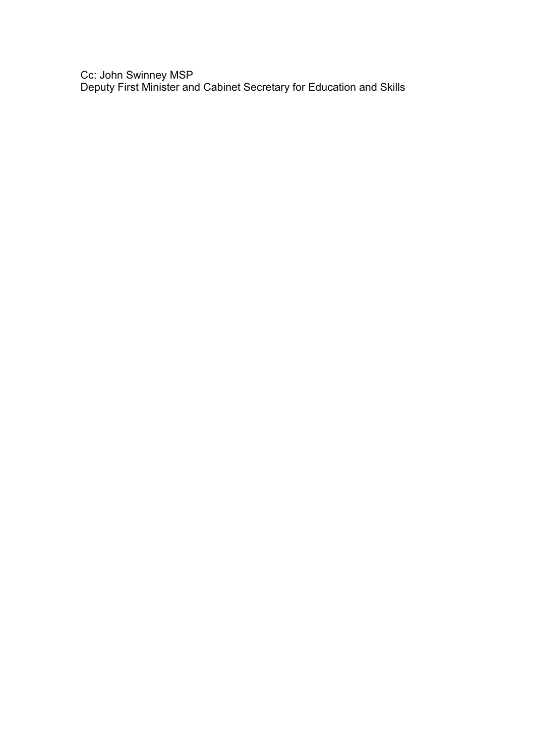Cc: John Swinney MSP
Deputy First Minister and Cabinet Secretary for Education and Skills